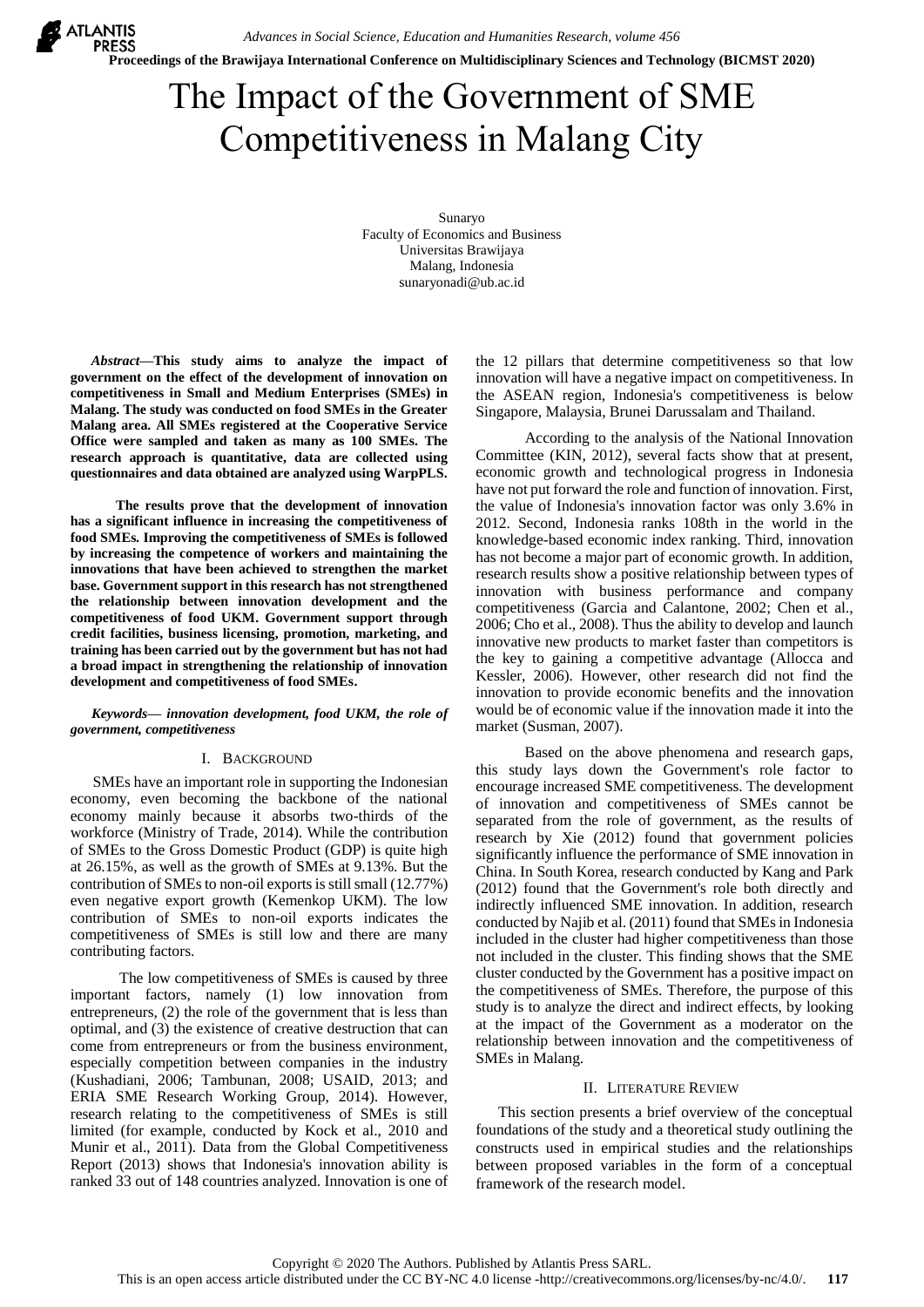# The Impact of the Government of SME Competitiveness in Malang City

Sunaryo
Faculty of Economics and Business
Universitas Brawijaya
Malang, Indonesia
sunaryonadi@ub.ac.id

***Abstract*—This study aims to analyze the impact of government on the effect of the development of innovation on competitiveness in Small and Medium Enterprises (SMEs) in Malang. The study was conducted on food SMEs in the Greater Malang area. All SMEs registered at the Cooperative Service Office were sampled and taken as many as 100 SMEs. The research approach is quantitative, data are collected using questionnaires and data obtained are analyzed using WarpPLS.**

**The results prove that the development of innovation has a significant influence in increasing the competitiveness of food SMEs. Improving the competitiveness of SMEs is followed by increasing the competence of workers and maintaining the innovations that have been achieved to strengthen the market base. Government support in this research has not strengthened the relationship between innovation development and the competitiveness of food UKM. Government support through credit facilities, business licensing, promotion, marketing, and training has been carried out by the government but has not had a broad impact in strengthening the relationship of innovation development and competitiveness of food SMEs.**

***Keywords— innovation development, food UKM, the role of government, competitiveness***

## I. Background

SMEs have an important role in supporting the Indonesian economy, even becoming the backbone of the national economy mainly because it absorbs two-thirds of the workforce (Ministry of Trade, 2014). While the contribution of SMEs to the Gross Domestic Product (GDP) is quite high at 26.15%, as well as the growth of SMEs at 9.13%. But the contribution of SMEs to non-oil exports is still small (12.77%) even negative export growth (Kemenkop UKM). The low contribution of SMEs to non-oil exports indicates the competitiveness of SMEs is still low and there are many contributing factors.

The low competitiveness of SMEs is caused by three important factors, namely (1) low innovation from entrepreneurs, (2) the role of the government that is less than optimal, and (3) the existence of creative destruction that can come from entrepreneurs or from the business environment, especially competition between companies in the industry (Kushadiani, 2006; Tambunan, 2008; USAID, 2013; and ERIA SME Research Working Group, 2014). However, research relating to the competitiveness of SMEs is still limited (for example, conducted by Kock et al., 2010 and Munir et al., 2011). Data from the Global Competitiveness Report (2013) shows that Indonesia's innovation ability is ranked 33 out of 148 countries analyzed. Innovation is one of the 12 pillars that determine competitiveness so that low innovation will have a negative impact on competitiveness. In the ASEAN region, Indonesia's competitiveness is below Singapore, Malaysia, Brunei Darussalam and Thailand.

According to the analysis of the National Innovation Committee (KIN, 2012), several facts show that at present, economic growth and technological progress in Indonesia have not put forward the role and function of innovation. First, the value of Indonesia's innovation factor was only 3.6% in 2012. Second, Indonesia ranks 108th in the world in the knowledge-based economic index ranking. Third, innovation has not become a major part of economic growth. In addition, research results show a positive relationship between types of innovation with business performance and company competitiveness (Garcia and Calantone, 2002; Chen et al., 2006; Cho et al., 2008). Thus the ability to develop and launch innovative new products to market faster than competitors is the key to gaining a competitive advantage (Allocca and Kessler, 2006). However, other research did not find the innovation to provide economic benefits and the innovation would be of economic value if the innovation made it into the market (Susman, 2007).

Based on the above phenomena and research gaps, this study lays down the Government's role factor to encourage increased SME competitiveness. The development of innovation and competitiveness of SMEs cannot be separated from the role of government, as the results of research by Xie (2012) found that government policies significantly influence the performance of SME innovation in China. In South Korea, research conducted by Kang and Park (2012) found that the Government's role both directly and indirectly influenced SME innovation. In addition, research conducted by Najib et al. (2011) found that SMEs in Indonesia included in the cluster had higher competitiveness than those not included in the cluster. This finding shows that the SME cluster conducted by the Government has a positive impact on the competitiveness of SMEs. Therefore, the purpose of this study is to analyze the direct and indirect effects, by looking at the impact of the Government as a moderator on the relationship between innovation and the competitiveness of SMEs in Malang.

## II. Literature Review

This section presents a brief overview of the conceptual foundations of the study and a theoretical study outlining the constructs used in empirical studies and the relationships between proposed variables in the form of a conceptual framework of the research model.

Copyright © 2020 The Authors. Published by Atlantis Press SARL.
This is an open access article distributed under the CC BY-NC 4.0 license -http://creativecommons.org/licenses/by-nc/4.0/.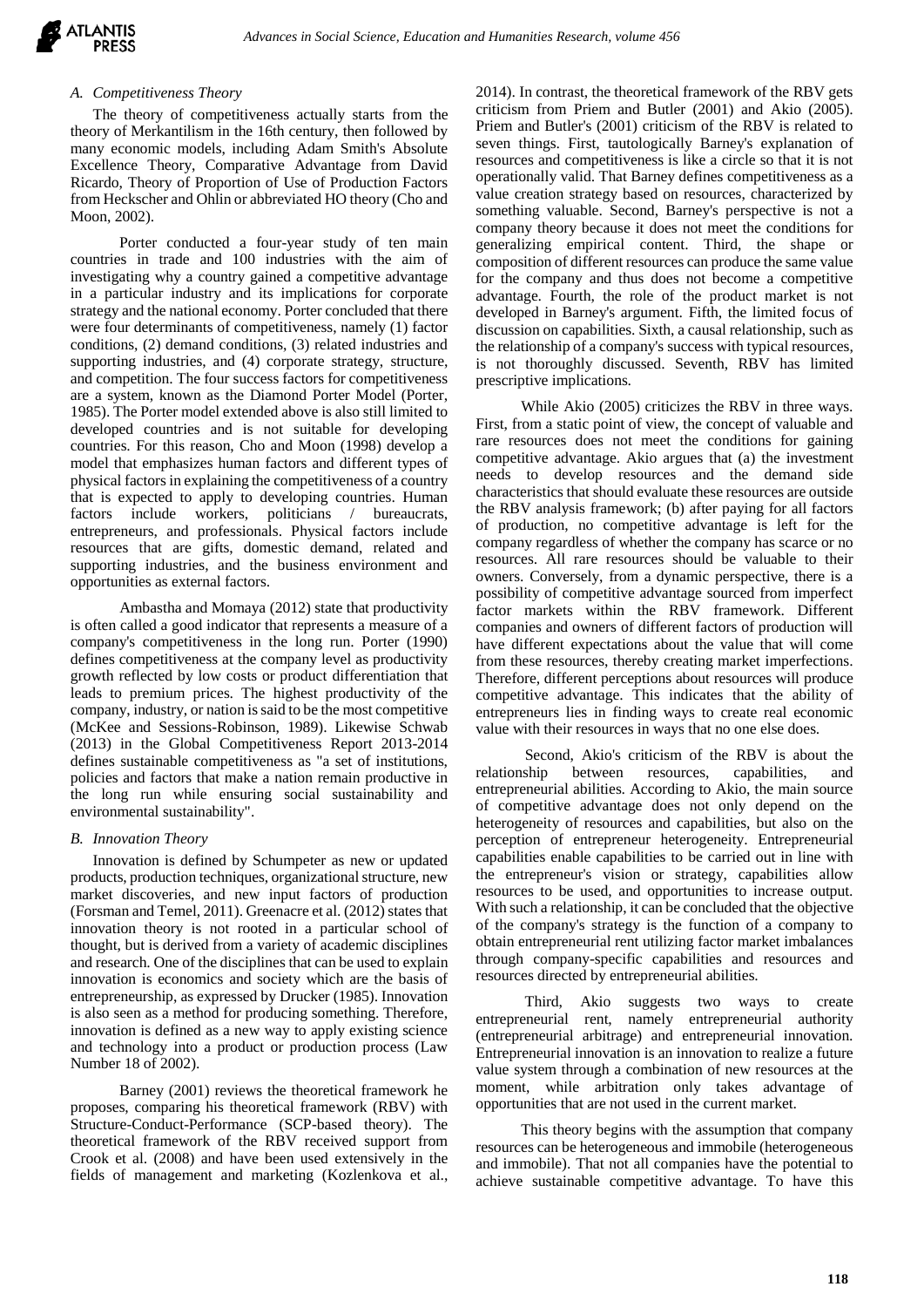### A. Competitiveness Theory

The theory of competitiveness actually starts from the theory of Merkantilism in the 16th century, then followed by many economic models, including Adam Smith's Absolute Excellence Theory, Comparative Advantage from David Ricardo, Theory of Proportion of Use of Production Factors from Heckscher and Ohlin or abbreviated HO theory (Cho and Moon, 2002).

Porter conducted a four-year study of ten main countries in trade and 100 industries with the aim of investigating why a country gained a competitive advantage in a particular industry and its implications for corporate strategy and the national economy. Porter concluded that there were four determinants of competitiveness, namely (1) factor conditions, (2) demand conditions, (3) related industries and supporting industries, and (4) corporate strategy, structure, and competition. The four success factors for competitiveness are a system, known as the Diamond Porter Model (Porter, 1985). The Porter model extended above is also still limited to developed countries and is not suitable for developing countries. For this reason, Cho and Moon (1998) develop a model that emphasizes human factors and different types of physical factors in explaining the competitiveness of a country that is expected to apply to developing countries. Human factors include workers, politicians / bureaucrats, entrepreneurs, and professionals. Physical factors include resources that are gifts, domestic demand, related and supporting industries, and the business environment and opportunities as external factors.

Ambastha and Momaya (2012) state that productivity is often called a good indicator that represents a measure of a company's competitiveness in the long run. Porter (1990) defines competitiveness at the company level as productivity growth reflected by low costs or product differentiation that leads to premium prices. The highest productivity of the company, industry, or nation is said to be the most competitive (McKee and Sessions-Robinson, 1989). Likewise Schwab (2013) in the Global Competitiveness Report 2013-2014 defines sustainable competitiveness as "a set of institutions, policies and factors that make a nation remain productive in the long run while ensuring social sustainability and environmental sustainability".

### B. Innovation Theory

Innovation is defined by Schumpeter as new or updated products, production techniques, organizational structure, new market discoveries, and new input factors of production (Forsman and Temel, 2011). Greenacre et al. (2012) states that innovation theory is not rooted in a particular school of thought, but is derived from a variety of academic disciplines and research. One of the disciplines that can be used to explain innovation is economics and society which are the basis of entrepreneurship, as expressed by Drucker (1985). Innovation is also seen as a method for producing something. Therefore, innovation is defined as a new way to apply existing science and technology into a product or production process (Law Number 18 of 2002).

Barney (2001) reviews the theoretical framework he proposes, comparing his theoretical framework (RBV) with Structure-Conduct-Performance (SCP-based theory). The theoretical framework of the RBV received support from Crook et al. (2008) and have been used extensively in the fields of management and marketing (Kozlenkova et al., 2014). In contrast, the theoretical framework of the RBV gets criticism from Priem and Butler (2001) and Akio (2005). Priem and Butler's (2001) criticism of the RBV is related to seven things. First, tautologically Barney's explanation of resources and competitiveness is like a circle so that it is not operationally valid. That Barney defines competitiveness as a value creation strategy based on resources, characterized by something valuable. Second, Barney's perspective is not a company theory because it does not meet the conditions for generalizing empirical content. Third, the shape or composition of different resources can produce the same value for the company and thus does not become a competitive advantage. Fourth, the role of the product market is not developed in Barney's argument. Fifth, the limited focus of discussion on capabilities. Sixth, a causal relationship, such as the relationship of a company's success with typical resources, is not thoroughly discussed. Seventh, RBV has limited prescriptive implications.

While Akio (2005) criticizes the RBV in three ways. First, from a static point of view, the concept of valuable and rare resources does not meet the conditions for gaining competitive advantage. Akio argues that (a) the investment needs to develop resources and the demand side characteristics that should evaluate these resources are outside the RBV analysis framework; (b) after paying for all factors of production, no competitive advantage is left for the company regardless of whether the company has scarce or no resources. All rare resources should be valuable to their owners. Conversely, from a dynamic perspective, there is a possibility of competitive advantage sourced from imperfect factor markets within the RBV framework. Different companies and owners of different factors of production will have different expectations about the value that will come from these resources, thereby creating market imperfections. Therefore, different perceptions about resources will produce competitive advantage. This indicates that the ability of entrepreneurs lies in finding ways to create real economic value with their resources in ways that no one else does.

Second, Akio's criticism of the RBV is about the relationship between resources, capabilities, and entrepreneurial abilities. According to Akio, the main source of competitive advantage does not only depend on the heterogeneity of resources and capabilities, but also on the perception of entrepreneur heterogeneity. Entrepreneurial capabilities enable capabilities to be carried out in line with the entrepreneur's vision or strategy, capabilities allow resources to be used, and opportunities to increase output. With such a relationship, it can be concluded that the objective of the company's strategy is the function of a company to obtain entrepreneurial rent utilizing factor market imbalances through company-specific capabilities and resources and resources directed by entrepreneurial abilities.

Third, Akio suggests two ways to create entrepreneurial rent, namely entrepreneurial authority (entrepreneurial arbitrage) and entrepreneurial innovation. Entrepreneurial innovation is an innovation to realize a future value system through a combination of new resources at the moment, while arbitration only takes advantage of opportunities that are not used in the current market.

This theory begins with the assumption that company resources can be heterogeneous and immobile (heterogeneous and immobile). That not all companies have the potential to achieve sustainable competitive advantage. To have this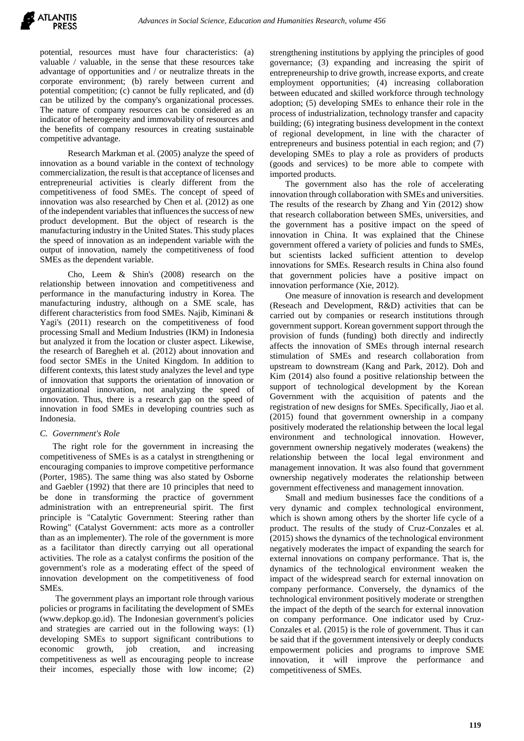potential, resources must have four characteristics: (a) valuable / valuable, in the sense that these resources take advantage of opportunities and / or neutralize threats in the corporate environment; (b) rarely between current and potential competition; (c) cannot be fully replicated, and (d) can be utilized by the company's organizational processes. The nature of company resources can be considered as an indicator of heterogeneity and immovability of resources and the benefits of company resources in creating sustainable competitive advantage.

Research Markman et al. (2005) analyze the speed of innovation as a bound variable in the context of technology commercialization, the result is that acceptance of licenses and entrepreneurial activities is clearly different from the competitiveness of food SMEs. The concept of speed of innovation was also researched by Chen et al. (2012) as one of the independent variables that influences the success of new product development. But the object of research is the manufacturing industry in the United States. This study places the speed of innovation as an independent variable with the output of innovation, namely the competitiveness of food SMEs as the dependent variable.

Cho, Leem & Shin's (2008) research on the relationship between innovation and competitiveness and performance in the manufacturing industry in Korea. The manufacturing industry, although on a SME scale, has different characteristics from food SMEs. Najib, Kiminani & Yagi's (2011) research on the competitiveness of food processing Small and Medium Industries (IKM) in Indonesia but analyzed it from the location or cluster aspect. Likewise, the research of Baregheh et al. (2012) about innovation and food sector SMEs in the United Kingdom. In addition to different contexts, this latest study analyzes the level and type of innovation that supports the orientation of innovation or organizational innovation, not analyzing the speed of innovation. Thus, there is a research gap on the speed of innovation in food SMEs in developing countries such as Indonesia.

### *C. Government's Role*

The right role for the government in increasing the competitiveness of SMEs is as a catalyst in strengthening or encouraging companies to improve competitive performance (Porter, 1985). The same thing was also stated by Osborne and Gaebler (1992) that there are 10 principles that need to be done in transforming the practice of government administration with an entrepreneurial spirit. The first principle is "Catalytic Government: Steering rather than Rowing" (Catalyst Government: acts more as a controller than as an implementer). The role of the government is more as a facilitator than directly carrying out all operational activities. The role as a catalyst confirms the position of the government's role as a moderating effect of the speed of innovation development on the competitiveness of food SMEs.

The government plays an important role through various policies or programs in facilitating the development of SMEs (www.depkop.go.id). The Indonesian government's policies and strategies are carried out in the following ways: (1) developing SMEs to support significant contributions to economic growth, job creation, and increasing competitiveness as well as encouraging people to increase their incomes, especially those with low income; (2) strengthening institutions by applying the principles of good governance; (3) expanding and increasing the spirit of entrepreneurship to drive growth, increase exports, and create employment opportunities; (4) increasing collaboration between educated and skilled workforce through technology adoption; (5) developing SMEs to enhance their role in the process of industrialization, technology transfer and capacity building; (6) integrating business development in the context of regional development, in line with the character of entrepreneurs and business potential in each region; and (7) developing SMEs to play a role as providers of products (goods and services) to be more able to compete with imported products.

The government also has the role of accelerating innovation through collaboration with SMEs and universities. The results of the research by Zhang and Yin (2012) show that research collaboration between SMEs, universities, and the government has a positive impact on the speed of innovation in China. It was explained that the Chinese government offered a variety of policies and funds to SMEs, but scientists lacked sufficient attention to develop innovations for SMEs. Research results in China also found that government policies have a positive impact on innovation performance (Xie, 2012).

One measure of innovation is research and development (Reseach and Development, R&D) activities that can be carried out by companies or research institutions through government support. Korean government support through the provision of funds (funding) both directly and indirectly affects the innovation of SMEs through internal research stimulation of SMEs and research collaboration from upstream to downstream (Kang and Park, 2012). Doh and Kim (2014) also found a positive relationship between the support of technological development by the Korean Government with the acquisition of patents and the registration of new designs for SMEs. Specifically, Jiao et al. (2015) found that government ownership in a company positively moderated the relationship between the local legal environment and technological innovation. However, government ownership negatively moderates (weakens) the relationship between the local legal environment and management innovation. It was also found that government ownership negatively moderates the relationship between government effectiveness and management innovation.

Small and medium businesses face the conditions of a very dynamic and complex technological environment, which is shown among others by the shorter life cycle of a product. The results of the study of Cruz-Conzales et al. (2015) shows the dynamics of the technological environment negatively moderates the impact of expanding the search for external innovations on company performance. That is, the dynamics of the technological environment weaken the impact of the widespread search for external innovation on company performance. Conversely, the dynamics of the technological environment positively moderate or strengthen the impact of the depth of the search for external innovation on company performance. One indicator used by Cruz-Conzales et al. (2015) is the role of government. Thus it can be said that if the government intensively or deeply conducts empowerment policies and programs to improve SME innovation, it will improve the performance and competitiveness of SMEs.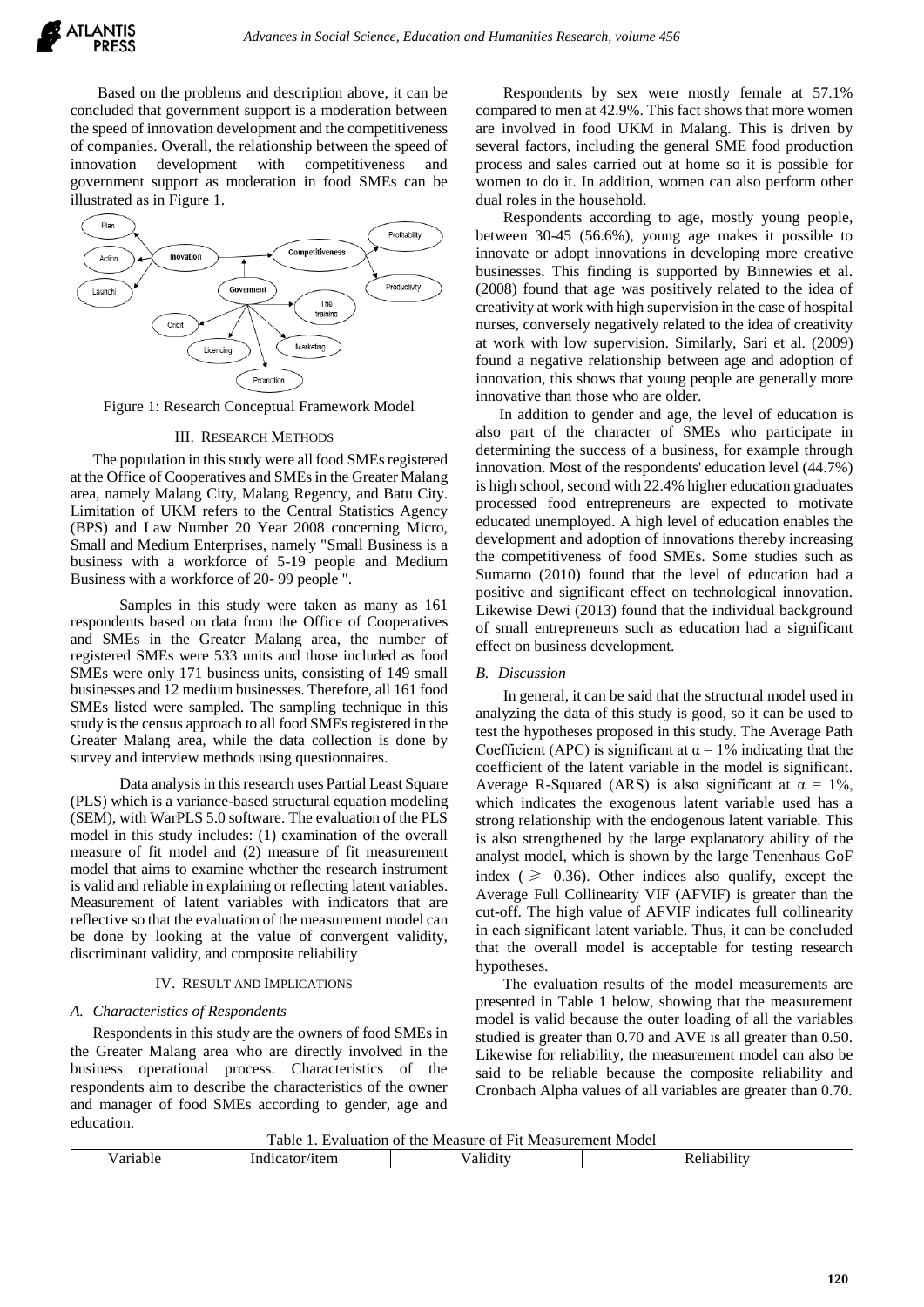Based on the problems and description above, it can be concluded that government support is a moderation between the speed of innovation development and the competitiveness of companies. Overall, the relationship between the speed of innovation development with competitiveness and government support as moderation in food SMEs can be illustrated as in Figure 1.

Plan
Action
Launch
Inovation
Competitiveness
Profitability
Productivity
Goverment
The training
Credit
Licencing
Marketing
Promotion

Figure 1: Research Conceptual Framework Model

## III. RESEARCH METHODS

The population in this study were all food SMEs registered at the Office of Cooperatives and SMEs in the Greater Malang area, namely Malang City, Malang Regency, and Batu City. Limitation of UKM refers to the Central Statistics Agency (BPS) and Law Number 20 Year 2008 concerning Micro, Small and Medium Enterprises, namely "Small Business is a business with a workforce of 5-19 people and Medium Business with a workforce of 20- 99 people ".

Samples in this study were taken as many as 161 respondents based on data from the Office of Cooperatives and SMEs in the Greater Malang area, the number of registered SMEs were 533 units and those included as food SMEs were only 171 business units, consisting of 149 small businesses and 12 medium businesses. Therefore, all 161 food SMEs listed were sampled. The sampling technique in this study is the census approach to all food SMEs registered in the Greater Malang area, while the data collection is done by survey and interview methods using questionnaires.

Data analysis in this research uses Partial Least Square (PLS) which is a variance-based structural equation modeling (SEM), with WarPLS 5.0 software. The evaluation of the PLS model in this study includes: (1) examination of the overall measure of fit model and (2) measure of fit measurement model that aims to examine whether the research instrument is valid and reliable in explaining or reflecting latent variables. Measurement of latent variables with indicators that are reflective so that the evaluation of the measurement model can be done by looking at the value of convergent validity, discriminant validity, and composite reliability

## IV. RESULT AND IMPLICATIONS

### *A. Characteristics of Respondents*

Respondents in this study are the owners of food SMEs in the Greater Malang area who are directly involved in the business operational process. Characteristics of the respondents aim to describe the characteristics of the owner and manager of food SMEs according to gender, age and education.

Respondents by sex were mostly female at 57.1% compared to men at 42.9%. This fact shows that more women are involved in food UKM in Malang. This is driven by several factors, including the general SME food production process and sales carried out at home so it is possible for women to do it. In addition, women can also perform other dual roles in the household.

Respondents according to age, mostly young people, between 30-45 (56.6%), young age makes it possible to innovate or adopt innovations in developing more creative businesses. This finding is supported by Binnewies et al. (2008) found that age was positively related to the idea of creativity at work with high supervision in the case of hospital nurses, conversely negatively related to the idea of creativity at work with low supervision. Similarly, Sari et al. (2009) found a negative relationship between age and adoption of innovation, this shows that young people are generally more innovative than those who are older.

In addition to gender and age, the level of education is also part of the character of SMEs who participate in determining the success of a business, for example through innovation. Most of the respondents' education level (44.7%) is high school, second with 22.4% higher education graduates processed food entrepreneurs are expected to motivate educated unemployed. A high level of education enables the development and adoption of innovations thereby increasing the competitiveness of food SMEs. Some studies such as Sumarno (2010) found that the level of education had a positive and significant effect on technological innovation. Likewise Dewi (2013) found that the individual background of small entrepreneurs such as education had a significant effect on business development.

### *B. Discussion*

In general, it can be said that the structural model used in analyzing the data of this study is good, so it can be used to test the hypotheses proposed in this study. The Average Path Coefficient (APC) is significant at $\alpha = 1\%$ indicating that the coefficient of the latent variable in the model is significant. Average R-Squared (ARS) is also significant at $\alpha = 1\%$, which indicates the exogenous latent variable used has a strong relationship with the endogenous latent variable. This is also strengthened by the large explanatory ability of the analyst model, which is shown by the large Tenenhaus GoF index ($\geqslant 0.36$). Other indices also qualify, except the Average Full Collinearity VIF (AFVIF) is greater than the cut-off. The high value of AFVIF indicates full collinearity in each significant latent variable. Thus, it can be concluded that the overall model is acceptable for testing research hypotheses.

The evaluation results of the model measurements are presented in Table 1 below, showing that the measurement model is valid because the outer loading of all the variables studied is greater than 0.70 and AVE is all greater than 0.50. Likewise for reliability, the measurement model can also be said to be reliable because the composite reliability and Cronbach Alpha values of all variables are greater than 0.70.

Table 1. Evaluation of the Measure of Fit Measurement Model

| Variable | Indicator/item | Validity | Reliability |
|---|---|---|---|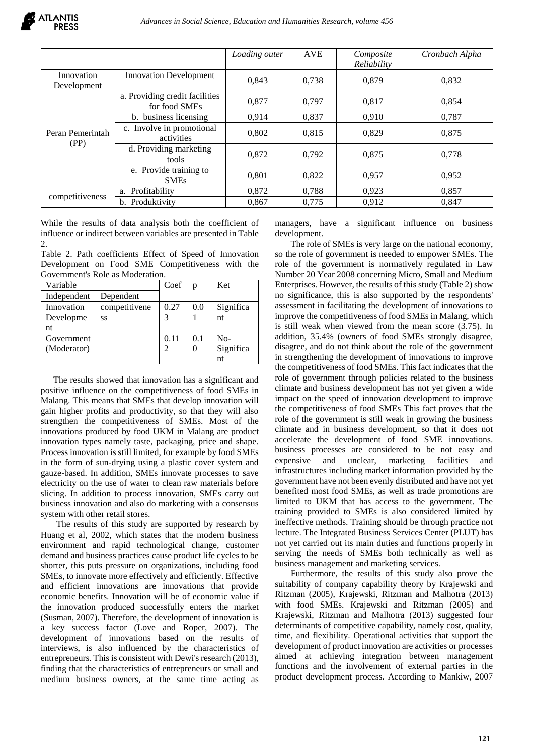| | | *Loading outer* | AVE | *Composite Reliability* | *Cronbach Alpha* |
|---|---|---|---|---|---|
| Innovation Development | Innovation Development | 0,843 | 0,738 | 0,879 | 0,832 |
| Peran Pemerintah (PP) | a. Providing credit facilities for food SMEs | 0,877 | 0,797 | 0,817 | 0,854 |
| | b. business licensing | 0,914 | 0,837 | 0,910 | 0,787 |
| | c. Involve in promotional activities | 0,802 | 0,815 | 0,829 | 0,875 |
| | d. Providing marketing tools | 0,872 | 0,792 | 0,875 | 0,778 |
| | e. Provide training to SMEs | 0,801 | 0,822 | 0,957 | 0,952 |
| competitiveness | a. Profitability | 0,872 | 0,788 | 0,923 | 0,857 |
| | b. Produktivity | 0,867 | 0,775 | 0,912 | 0,847 |

While the results of data analysis both the coefficient of influence or indirect between variables are presented in Table 2.

Table 2. Path coefficients Effect of Speed of Innovation Development on Food SME Competitiveness with the Government's Role as Moderation.

| Variable | | Coef | p | Ket |
|---|---|---|---|---|
| Independent | Dependent | | | |
| Innovation Development | competitiveness | 0.273 | 0.01 | Significant |
| Government (Moderator) | | 0.112 | 0.10 | No-Significant |

The results showed that innovation has a significant and positive influence on the competitiveness of food SMEs in Malang. This means that SMEs that develop innovation will gain higher profits and productivity, so that they will also strengthen the competitiveness of SMEs. Most of the innovations produced by food UKM in Malang are product innovation types namely taste, packaging, price and shape. Process innovation is still limited, for example by food SMEs in the form of sun-drying using a plastic cover system and gauze-based. In addition, SMEs innovate processes to save electricity on the use of water to clean raw materials before slicing. In addition to process innovation, SMEs carry out business innovation and also do marketing with a consensus system with other retail stores.

The results of this study are supported by research by Huang et al, 2002, which states that the modern business environment and rapid technological change, customer demand and business practices cause product life cycles to be shorter, this puts pressure on organizations, including food SMEs, to innovate more effectively and efficiently. Effective and efficient innovations are innovations that provide economic benefits. Innovation will be of economic value if the innovation produced successfully enters the market (Susman, 2007). Therefore, the development of innovation is a key success factor (Love and Roper, 2007). The development of innovations based on the results of interviews, is also influenced by the characteristics of entrepreneurs. This is consistent with Dewi's research (2013), finding that the characteristics of entrepreneurs or small and medium business owners, at the same time acting as managers, have a significant influence on business development.

The role of SMEs is very large on the national economy, so the role of government is needed to empower SMEs. The role of the government is normatively regulated in Law Number 20 Year 2008 concerning Micro, Small and Medium Enterprises. However, the results of this study (Table 2) show no significance, this is also supported by the respondents' assessment in facilitating the development of innovations to improve the competitiveness of food SMEs in Malang, which is still weak when viewed from the mean score (3.75). In addition, 35.4% (owners of food SMEs strongly disagree, disagree, and do not think about the role of the government in strengthening the development of innovations to improve the competitiveness of food SMEs. This fact indicates that the role of government through policies related to the business climate and business development has not yet given a wide impact on the speed of innovation development to improve the competitiveness of food SMEs This fact proves that the role of the government is still weak in growing the business climate and in business development, so that it does not accelerate the development of food SME innovations. business processes are considered to be not easy and expensive and unclear, marketing facilities and infrastructures including market information provided by the government have not been evenly distributed and have not yet benefited most food SMEs, as well as trade promotions are limited to UKM that has access to the government. The training provided to SMEs is also considered limited by ineffective methods. Training should be through practice not lecture. The Integrated Business Services Center (PLUT) has not yet carried out its main duties and functions properly in serving the needs of SMEs both technically as well as business management and marketing services.

Furthermore, the results of this study also prove the suitability of company capability theory by Krajewski and Ritzman (2005), Krajewski, Ritzman and Malhotra (2013) with food SMEs. Krajewski and Ritzman (2005) and Krajewski, Ritzman and Malhotra (2013) suggested four determinants of competitive capability, namely cost, quality, time, and flexibility. Operational activities that support the development of product innovation are activities or processes aimed at achieving integration between management functions and the involvement of external parties in the product development process. According to Mankiw, 2007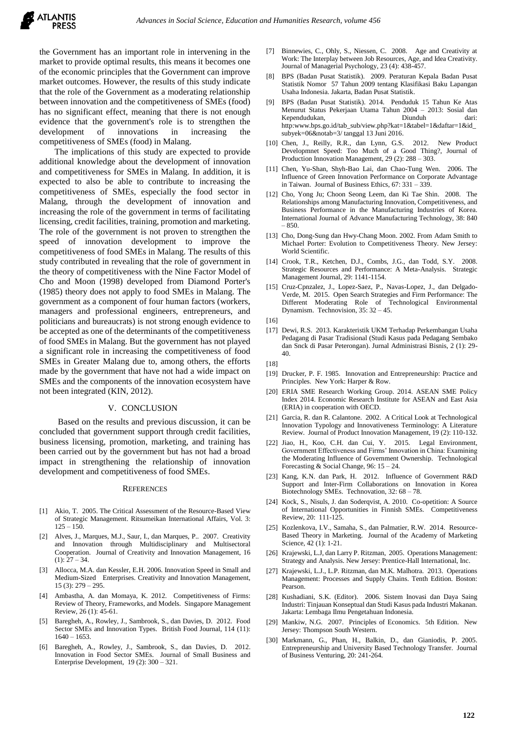the Government has an important role in intervening in the market to provide optimal results, this means it becomes one of the economic principles that the Government can improve market outcomes. However, the results of this study indicate that the role of the Government as a moderating relationship between innovation and the competitiveness of SMEs (food) has no significant effect, meaning that there is not enough evidence that the government's role is to strengthen the development of innovations in increasing the competitiveness of SMEs (food) in Malang.

The implications of this study are expected to provide additional knowledge about the development of innovation and competitiveness for SMEs in Malang. In addition, it is expected to also be able to contribute to increasing the competitiveness of SMEs, especially the food sector in Malang, through the development of innovation and increasing the role of the government in terms of facilitating licensing, credit facilities, training, promotion and marketing. The role of the government is not proven to strengthen the speed of innovation development to improve the competitiveness of food SMEs in Malang. The results of this study contributed in revealing that the role of government in the theory of competitiveness with the Nine Factor Model of Cho and Moon (1998) developed from Diamond Porter's (1985) theory does not apply to food SMEs in Malang. The government as a component of four human factors (workers, managers and professional engineers, entrepreneurs, and politicians and bureaucrats) is not strong enough evidence to be accepted as one of the determinants of the competitiveness of food SMEs in Malang. But the government has not played a significant role in increasing the competitiveness of food SMEs in Greater Malang due to, among others, the efforts made by the government that have not had a wide impact on SMEs and the components of the innovation ecosystem have not been integrated (KIN, 2012).

## V. CONCLUSION

Based on the results and previous discussion, it can be concluded that government support through credit facilities, business licensing, promotion, marketing, and training has been carried out by the government but has not had a broad impact in strengthening the relationship of innovation development and competitiveness of food SMEs.

## REFERENCES

[1] Akio, T. 2005. The Critical Assessment of the Resource-Based View of Strategic Management. Ritsumeikan International Affairs, Vol. 3: 125 – 150.

[2] Alves, J., Marques, M.J., Saur, I., dan Marques, P.. 2007. Creativity and Innovation through Multidisciplinary and Multisectoral Cooperation. Journal of Creativity and Innovation Management, 16 (1): 27 – 34.

[3] Allocca, M.A. dan Kessler, E.H. 2006. Innovation Speed in Small and Medium-Sized Enterprises. Creativity and Innovation Management, 15 (3): 279 – 295.

[4] Ambastha, A. dan Momaya, K. 2012. Competitiveness of Firms: Review of Theory, Frameworks, and Models. Singapore Management Review, 26 (1): 45-61.

[5] Baregheh, A., Rowley, J., Sambrook, S., dan Davies, D. 2012. Food Sector SMEs and Innovation Types. British Food Journal, 114 (11): 1640 – 1653.

[6] Baregheh, A., Rowley, J., Sambrook, S., dan Davies, D. 2012. Innovation in Food Sector SMEs. Journal of Small Business and Enterprise Development, 19 (2): 300 – 321.

[7] Binnewies, C., Ohly, S., Niessen, C. 2008. Age and Creativity at Work: The Interplay between Job Resources, Age, and Idea Creativity. Journal of Managerial Psychology, 23 (4): 438-457.

[8] BPS (Badan Pusat Statistik). 2009. Peraturan Kepala Badan Pusat Statistik Nomor 57 Tahun 2009 tentang Klasifikasi Baku Lapangan Usaha Indonesia. Jakarta, Badan Pusat Statistik.

[9] BPS (Badan Pusat Statistik). 2014. Penduduk 15 Tahun Ke Atas Menurut Status Pekerjaan Utama Tahun 2004 – 2013: Sosial dan Kependudukan, Diunduh dari: http:www.bps.go.id/tab_sub/view.php?kat=1&tabel=1&daftar=1&id_subyek=06&notab=3/ tanggal 13 Juni 2016.

[10] Chen, J., Reilly, R.R., dan Lynn, G.S. 2012. New Product Developmnet Speed: Too Much of a Good Thing?, Journal of Production Innovation Management, 29 (2): 288 – 303.

[11] Chen, Yu-Shan, Shyh-Bao Lai, dan Chao-Tung Wen. 2006. The Influence of Green Innovation Performance on Corporate Advantage in Taiwan. Journal of Business Ethics, 67: 331 – 339.

[12] Cho, Yong Ju; Choon Seong Leem, dan Ki Tae Shin. 2008. The Relationships among Manufacturing Innovation, Competitiveness, and Business Performance in the Manufacturing Industries of Korea. International Journal of Advance Manufacturing Technology, 38: 840 – 850.

[13] Cho, Dong-Sung dan Hwy-Chang Moon. 2002. From Adam Smith to Michael Porter: Evolution to Competitiveness Theory. New Jersey: World Scientific.

[14] Crook, T.R., Ketchen, D.J., Combs, J.G., dan Todd, S.Y. 2008. Strategic Resources and Performance: A Meta-Analysis. Strategic Management Journal, 29: 1141-1154.

[15] Cruz-Cpnzalez, J., Lopez-Saez, P., Navas-Lopez, J., dan Delgado-Verde, M. 2015. Open Search Strategies and Firm Performance: The Different Moderating Role of Technological Environmental Dynamism. Technovision, 35: 32 – 45.

[16]

[17] Dewi, R.S. 2013. Karakteristik UKM Terhadap Perkembangan Usaha Pedagang di Pasar Tradisional (Studi Kasus pada Pedagang Sembako dan Snck di Pasar Peterongan). Jurnal Administrasi Bisnis, 2 (1): 29-40.

[18]

[19] Drucker, P. F. 1985. Innovation and Entrepreneurship: Practice and Principles. New York: Harper & Row.

[20] ERIA SME Research Working Group. 2014. ASEAN SME Policy Index 2014. Economic Research Institute for ASEAN and East Asia (ERIA) in cooperation with OECD.

[21] Garcia, R. dan R. Calantone. 2002. A Critical Look at Technological Innovation Typology and Innovativeness Terminology: A Literature Review. Journal of Product Innovation Management, 19 (2): 110-132.

[22] Jiao, H., Koo, C.H. dan Cui, Y. 2015. Legal Environment, Government Effectiveness and Firms' Innovation in China: Examining the Moderating Influence of Government Ownership. Technological Forecasting & Social Change, 96: 15 – 24.

[23] Kang, K.N. dan Park, H. 2012. Influence of Government R&D Support and Inter-Firm Collaborations on Innovation in Korea Biotechnology SMEs. Technovation, 32: 68 – 78.

[24] Kock, S., Nisuls, J. dan Soderqvist, A. 2010. Co-opetition: A Source of International Opportunities in Finnish SMEs. Competitiveness Review, 20: 111-125.

[25] Kozlenkova, I.V., Samaha, S., dan Palmatier, R.W. 2014. Resource-Based Theory in Marketing. Journal of the Academy of Marketing Science, 42 (1): 1-21.

[26] Krajewski, L.J, dan Larry P. Ritzman, 2005. Operations Management: Strategy and Analysis. New Jersey: Prentice-Hall International, Inc.

[27] Krajewski, L.J., L.P. Ritzman, dan M.K. Malhotra. 2013. Operations Management: Processes and Supply Chains. Tenth Edition. Boston: Pearson.

[28] Kushadiani, S.K. (Editor). 2006. Sistem Inovasi dan Daya Saing Industri: Tinjauan Konseptual dan Studi Kasus pada Industri Makanan. Jakarta: Lembaga Ilmu Pengetahuan Indonesia.

[29] Mankiw, N.G. 2007. Principles of Economics. 5th Edition. New Jersey: Thompson South Western.

[30] Markmann, G., Phan, H., Balkin, D., dan Gianiodis, P. 2005. Entrepreneurship and University Based Technology Transfer. Journal of Business Venturing, 20: 241-264.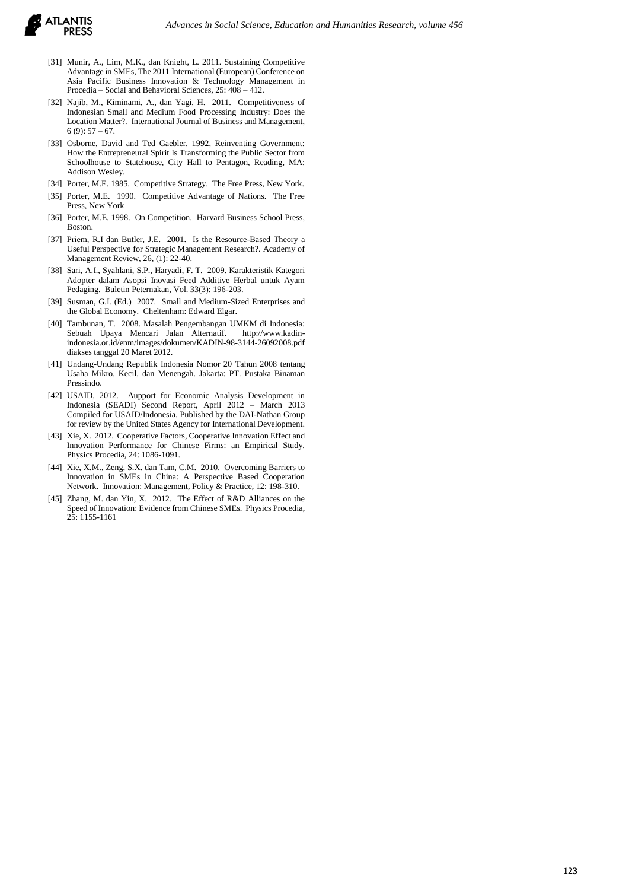[31] Munir, A., Lim, M.K., dan Knight, L. 2011. Sustaining Competitive Advantage in SMEs, The 2011 International (European) Conference on Asia Pacific Business Innovation & Technology Management in Procedia – Social and Behavioral Sciences, 25: 408 – 412.

[32] Najib, M., Kiminami, A., dan Yagi, H. 2011. Competitiveness of Indonesian Small and Medium Food Processing Industry: Does the Location Matter?. International Journal of Business and Management, 6 (9): 57 – 67.

[33] Osborne, David and Ted Gaebler, 1992, Reinventing Government: How the Entrepreneural Spirit Is Transforming the Public Sector from Schoolhouse to Statehouse, City Hall to Pentagon, Reading, MA: Addison Wesley.

[34] Porter, M.E. 1985. Competitive Strategy. The Free Press, New York.

[35] Porter, M.E. 1990. Competitive Advantage of Nations. The Free Press, New York

[36] Porter, M.E. 1998. On Competition. Harvard Business School Press, Boston.

[37] Priem, R.I dan Butler, J.E. 2001. Is the Resource-Based Theory a Useful Perspective for Strategic Management Research?. Academy of Management Review, 26, (1): 22-40.

[38] Sari, A.I., Syahlani, S.P., Haryadi, F. T. 2009. Karakteristik Kategori Adopter dalam Asopsi Inovasi Feed Additive Herbal untuk Ayam Pedaging. Buletin Peternakan, Vol. 33(3): 196-203.

[39] Susman, G.I. (Ed.) 2007. Small and Medium-Sized Enterprises and the Global Economy. Cheltenham: Edward Elgar.

[40] Tambunan, T. 2008. Masalah Pengembangan UMKM di Indonesia: Sebuah Upaya Mencari Jalan Alternatif. http://www.kadin-indonesia.or.id/enm/images/dokumen/KADIN-98-3144-26092008.pdf diakses tanggal 20 Maret 2012.

[41] Undang-Undang Republik Indonesia Nomor 20 Tahun 2008 tentang Usaha Mikro, Kecil, dan Menengah. Jakarta: PT. Pustaka Binaman Pressindo.

[42] USAID, 2012. Aupport for Economic Analysis Development in Indonesia (SEADI) Second Report, April 2012 – March 2013 Compiled for USAID/Indonesia. Published by the DAI-Nathan Group for review by the United States Agency for International Development.

[43] Xie, X. 2012. Cooperative Factors, Cooperative Innovation Effect and Innovation Performance for Chinese Firms: an Empirical Study. Physics Procedia, 24: 1086-1091.

[44] Xie, X.M., Zeng, S.X. dan Tam, C.M. 2010. Overcoming Barriers to Innovation in SMEs in China: A Perspective Based Cooperation Network. Innovation: Management, Policy & Practice, 12: 198-310.

[45] Zhang, M. dan Yin, X. 2012. The Effect of R&D Alliances on the Speed of Innovation: Evidence from Chinese SMEs. Physics Procedia, 25: 1155-1161